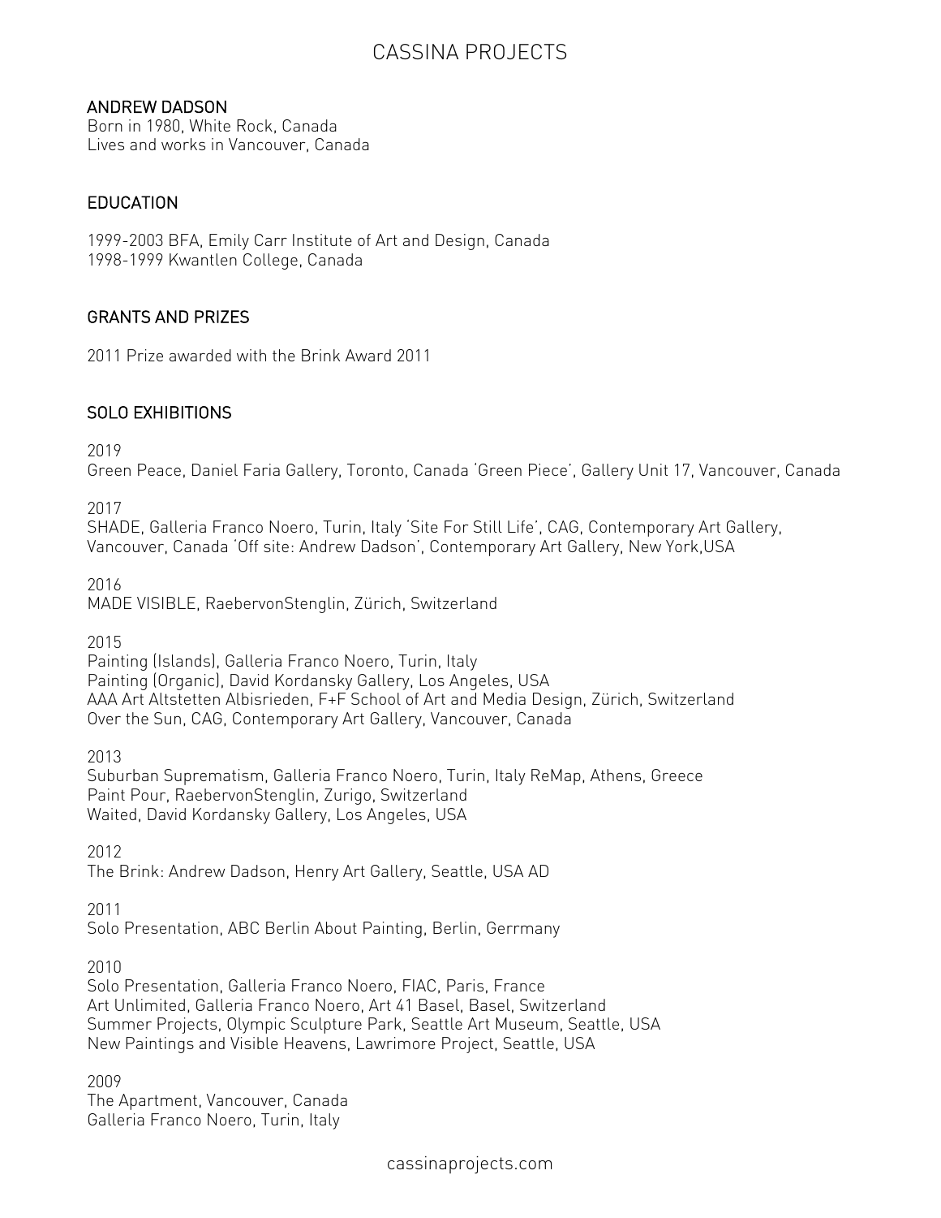# CASSINA PROJECTS

## ANDREW DADSON

Born in 1980, White Rock, Canada
Lives and works in Vancouver, Canada

## EDUCATION

1999-2003 BFA, Emily Carr Institute of Art and Design, Canada
1998-1999 Kwantlen College, Canada

## GRANTS AND PRIZES

2011 Prize awarded with the Brink Award 2011

## SOLO EXHIBITIONS

2019
Green Peace, Daniel Faria Gallery, Toronto, Canada 'Green Piece', Gallery Unit 17, Vancouver, Canada

2017
SHADE, Galleria Franco Noero, Turin, Italy 'Site For Still Life', CAG, Contemporary Art Gallery, Vancouver, Canada 'Off site: Andrew Dadson', Contemporary Art Gallery, New York,USA

2016
MADE VISIBLE, RaebervonStenglin, Zürich, Switzerland

2015
Painting (Islands), Galleria Franco Noero, Turin, Italy
Painting (Organic), David Kordansky Gallery, Los Angeles, USA
AAA Art Altstetten Albisrieden, F+F School of Art and Media Design, Zürich, Switzerland
Over the Sun, CAG, Contemporary Art Gallery, Vancouver, Canada

2013
Suburban Suprematism, Galleria Franco Noero, Turin, Italy ReMap, Athens, Greece
Paint Pour, RaebervonStenglin, Zurigo, Switzerland
Waited, David Kordansky Gallery, Los Angeles, USA

2012
The Brink: Andrew Dadson, Henry Art Gallery, Seattle, USA AD

2011
Solo Presentation, ABC Berlin About Painting, Berlin, Gerrmany

2010
Solo Presentation, Galleria Franco Noero, FIAC, Paris, France
Art Unlimited, Galleria Franco Noero, Art 41 Basel, Basel, Switzerland
Summer Projects, Olympic Sculpture Park, Seattle Art Museum, Seattle, USA
New Paintings and Visible Heavens, Lawrimore Project, Seattle, USA

2009
The Apartment, Vancouver, Canada
Galleria Franco Noero, Turin, Italy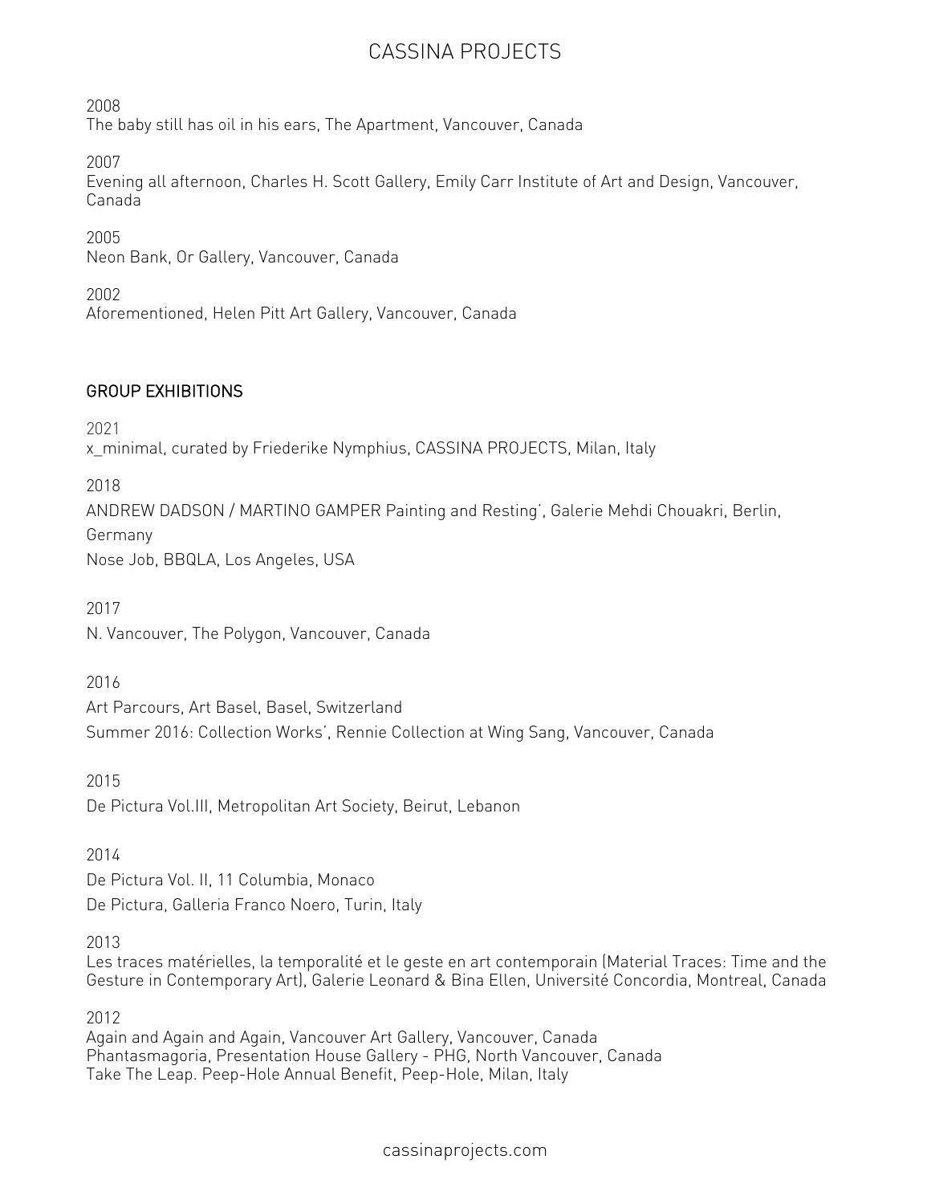2008
The baby still has oil in his ears, The Apartment, Vancouver, Canada

2007
Evening all afternoon, Charles H. Scott Gallery, Emily Carr Institute of Art and Design, Vancouver, Canada

2005
Neon Bank, Or Gallery, Vancouver, Canada

2002
Aforementioned, Helen Pitt Art Gallery, Vancouver, Canada

## GROUP EXHIBITIONS

2021
x_minimal, curated by Friederike Nymphius, CASSINA PROJECTS, Milan, Italy

2018
ANDREW DADSON / MARTINO GAMPER Painting and Resting', Galerie Mehdi Chouakri, Berlin, Germany
Nose Job, BBQLA, Los Angeles, USA

2017
N. Vancouver, The Polygon, Vancouver, Canada

2016
Art Parcours, Art Basel, Basel, Switzerland
Summer 2016: Collection Works', Rennie Collection at Wing Sang, Vancouver, Canada

2015
De Pictura Vol.III, Metropolitan Art Society, Beirut, Lebanon

2014
De Pictura Vol. II, 11 Columbia, Monaco
De Pictura, Galleria Franco Noero, Turin, Italy

2013
Les traces matérielles, la temporalité et le geste en art contemporain (Material Traces: Time and the Gesture in Contemporary Art), Galerie Leonard & Bina Ellen, Université Concordia, Montreal, Canada

2012
Again and Again and Again, Vancouver Art Gallery, Vancouver, Canada
Phantasmagoria, Presentation House Gallery - PHG, North Vancouver, Canada
Take The Leap. Peep-Hole Annual Benefit, Peep-Hole, Milan, Italy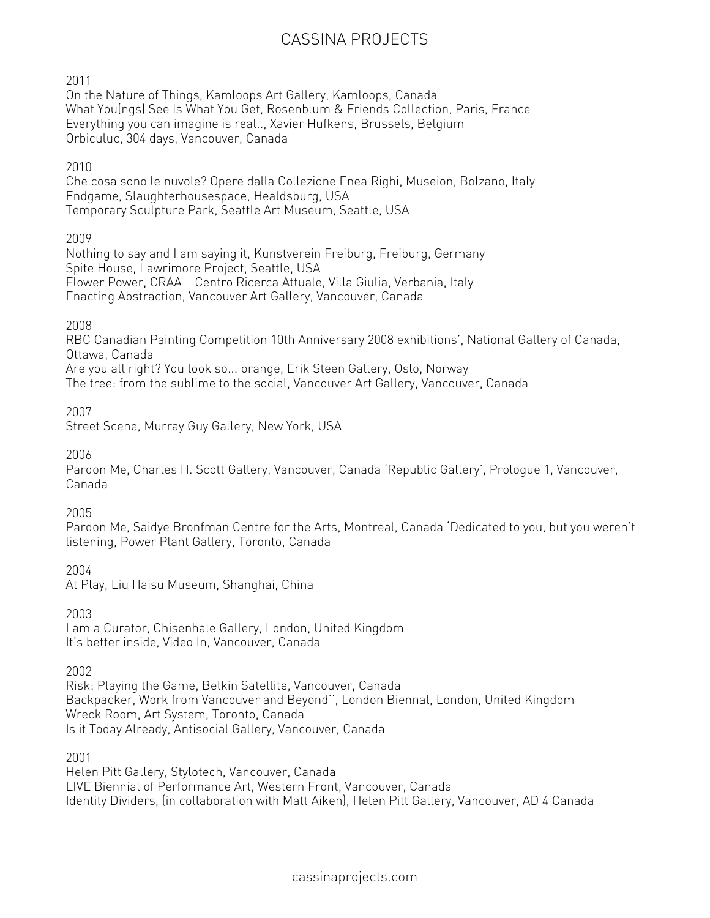2011
On the Nature of Things, Kamloops Art Gallery, Kamloops, Canada
What You(ngs) See Is What You Get, Rosenblum & Friends Collection, Paris, France
Everything you can imagine is real.., Xavier Hufkens, Brussels, Belgium
Orbiculuc, 304 days, Vancouver, Canada

2010
Che cosa sono le nuvole? Opere dalla Collezione Enea Righi, Museion, Bolzano, Italy
Endgame, Slaughterhousespace, Healdsburg, USA
Temporary Sculpture Park, Seattle Art Museum, Seattle, USA

2009
Nothing to say and I am saying it, Kunstverein Freiburg, Freiburg, Germany
Spite House, Lawrimore Project, Seattle, USA
Flower Power, CRAA – Centro Ricerca Attuale, Villa Giulia, Verbania, Italy
Enacting Abstraction, Vancouver Art Gallery, Vancouver, Canada

2008
RBC Canadian Painting Competition 10th Anniversary 2008 exhibitions', National Gallery of Canada, Ottawa, Canada
Are you all right? You look so... orange, Erik Steen Gallery, Oslo, Norway
The tree: from the sublime to the social, Vancouver Art Gallery, Vancouver, Canada

2007
Street Scene, Murray Guy Gallery, New York, USA

2006
Pardon Me, Charles H. Scott Gallery, Vancouver, Canada 'Republic Gallery', Prologue 1, Vancouver, Canada

2005
Pardon Me, Saidye Bronfman Centre for the Arts, Montreal, Canada 'Dedicated to you, but you weren't listening, Power Plant Gallery, Toronto, Canada

2004
At Play, Liu Haisu Museum, Shanghai, China

2003
I am a Curator, Chisenhale Gallery, London, United Kingdom
It's better inside, Video In, Vancouver, Canada

2002
Risk: Playing the Game, Belkin Satellite, Vancouver, Canada
Backpacker, Work from Vancouver and Beyond'', London Biennal, London, United Kingdom
Wreck Room, Art System, Toronto, Canada
Is it Today Already, Antisocial Gallery, Vancouver, Canada

2001
Helen Pitt Gallery, Stylotech, Vancouver, Canada
LIVE Biennial of Performance Art, Western Front, Vancouver, Canada
Identity Dividers, (in collaboration with Matt Aiken), Helen Pitt Gallery, Vancouver, AD 4 Canada